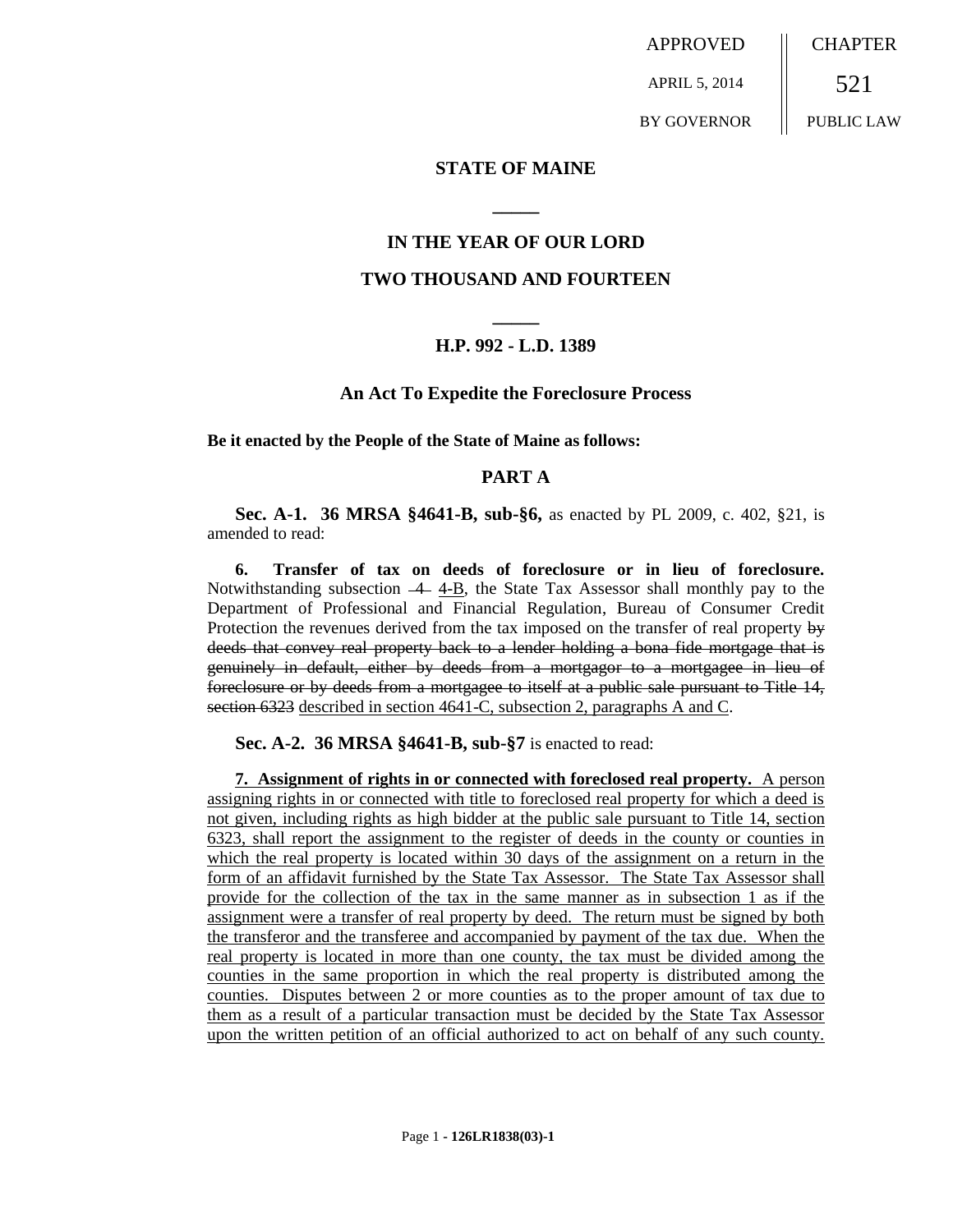APPROVED | CHAPTER
APRIL 5, 2014 | 521
BY GOVERNOR | PUBLIC LAW

**STATE OF MAINE**

**_____**

**IN THE YEAR OF OUR LORD**

**TWO THOUSAND AND FOURTEEN**

**_____**

**H.P. 992 - L.D. 1389**

**An Act To Expedite the Foreclosure Process**

**Be it enacted by the People of the State of Maine as follows:**

## PART A

**Sec. A-1. 36 MRSA §4641-B, sub-§6,** as enacted by PL 2009, c. 402, §21, is amended to read:

**6. Transfer of tax on deeds of foreclosure or in lieu of foreclosure.** Notwithstanding subsection ~~4~~ <u>4-B</u>, the State Tax Assessor shall monthly pay to the Department of Professional and Financial Regulation, Bureau of Consumer Credit Protection the revenues derived from the tax imposed on the transfer of real property ~~by deeds that convey real property back to a lender holding a bona fide mortgage that is genuinely in default, either by deeds from a mortgagor to a mortgagee in lieu of foreclosure or by deeds from a mortgagee to itself at a public sale pursuant to Title 14, section 6323~~ <u>described in section 4641-C, subsection 2, paragraphs A and C</u>.

**Sec. A-2. 36 MRSA §4641-B, sub-§7** is enacted to read:

<u>**7. Assignment of rights in or connected with foreclosed real property.** A person assigning rights in or connected with title to foreclosed real property for which a deed is not given, including rights as high bidder at the public sale pursuant to Title 14, section 6323, shall report the assignment to the register of deeds in the county or counties in which the real property is located within 30 days of the assignment on a return in the form of an affidavit furnished by the State Tax Assessor. The State Tax Assessor shall provide for the collection of the tax in the same manner as in subsection 1 as if the assignment were a transfer of real property by deed. The return must be signed by both the transferor and the transferee and accompanied by payment of the tax due. When the real property is located in more than one county, the tax must be divided among the counties in the same proportion in which the real property is distributed among the counties. Disputes between 2 or more counties as to the proper amount of tax due to them as a result of a particular transaction must be decided by the State Tax Assessor upon the written petition of an official authorized to act on behalf of any such county.</u>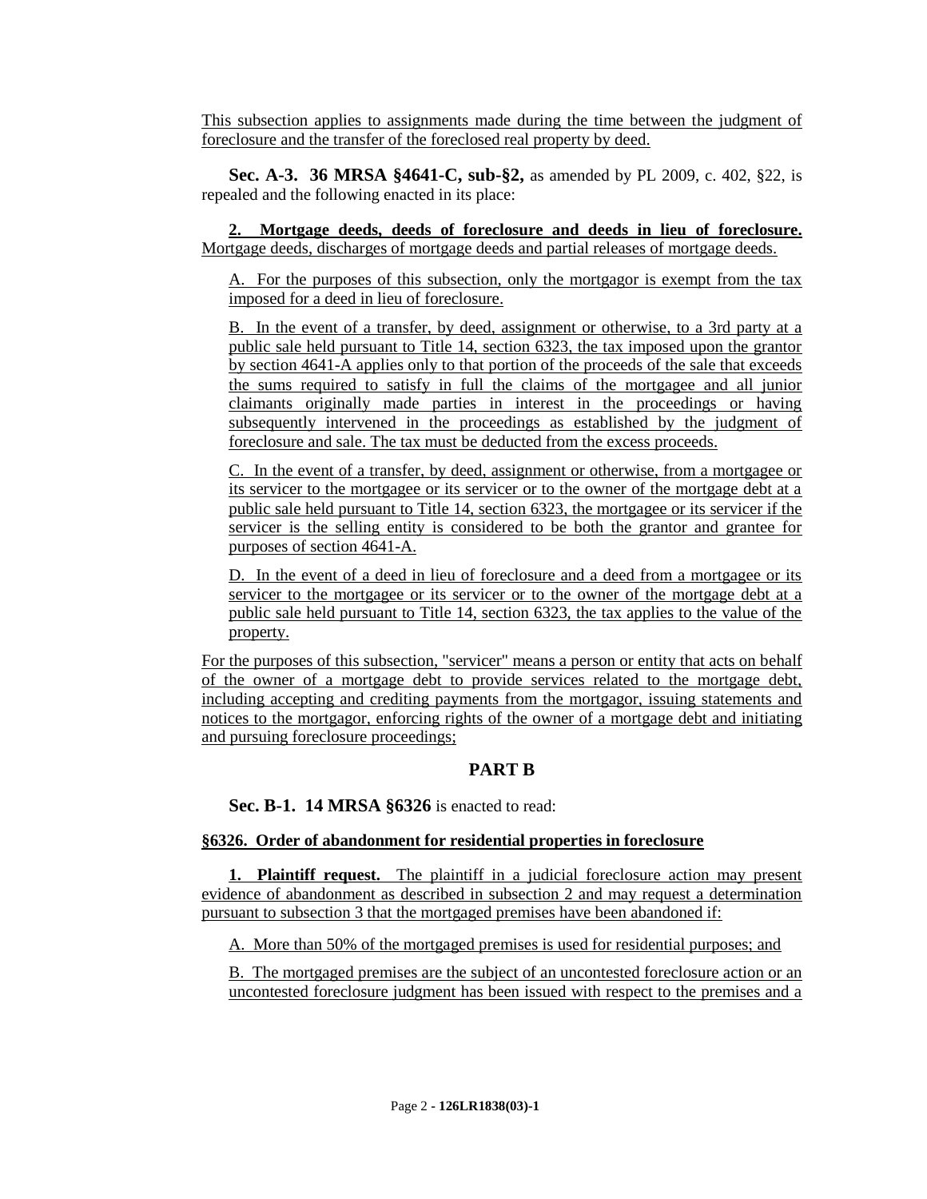This subsection applies to assignments made during the time between the judgment of foreclosure and the transfer of the foreclosed real property by deed.

**Sec. A-3. 36 MRSA §4641-C, sub-§2,** as amended by PL 2009, c. 402, §22, is repealed and the following enacted in its place:

**2. Mortgage deeds, deeds of foreclosure and deeds in lieu of foreclosure.** Mortgage deeds, discharges of mortgage deeds and partial releases of mortgage deeds.

A. For the purposes of this subsection, only the mortgagor is exempt from the tax imposed for a deed in lieu of foreclosure.

B. In the event of a transfer, by deed, assignment or otherwise, to a 3rd party at a public sale held pursuant to Title 14, section 6323, the tax imposed upon the grantor by section 4641-A applies only to that portion of the proceeds of the sale that exceeds the sums required to satisfy in full the claims of the mortgagee and all junior claimants originally made parties in interest in the proceedings or having subsequently intervened in the proceedings as established by the judgment of foreclosure and sale. The tax must be deducted from the excess proceeds.

C. In the event of a transfer, by deed, assignment or otherwise, from a mortgagee or its servicer to the mortgagee or its servicer or to the owner of the mortgage debt at a public sale held pursuant to Title 14, section 6323, the mortgagee or its servicer if the servicer is the selling entity is considered to be both the grantor and grantee for purposes of section 4641-A.

D. In the event of a deed in lieu of foreclosure and a deed from a mortgagee or its servicer to the mortgagee or its servicer or to the owner of the mortgage debt at a public sale held pursuant to Title 14, section 6323, the tax applies to the value of the property.

For the purposes of this subsection, "servicer" means a person or entity that acts on behalf of the owner of a mortgage debt to provide services related to the mortgage debt, including accepting and crediting payments from the mortgagor, issuing statements and notices to the mortgagor, enforcing rights of the owner of a mortgage debt and initiating and pursuing foreclosure proceedings;

## PART B

**Sec. B-1. 14 MRSA §6326** is enacted to read:

**§6326. Order of abandonment for residential properties in foreclosure**

**1. Plaintiff request.** The plaintiff in a judicial foreclosure action may present evidence of abandonment as described in subsection 2 and may request a determination pursuant to subsection 3 that the mortgaged premises have been abandoned if:

A. More than 50% of the mortgaged premises is used for residential purposes; and

B. The mortgaged premises are the subject of an uncontested foreclosure action or an uncontested foreclosure judgment has been issued with respect to the premises and a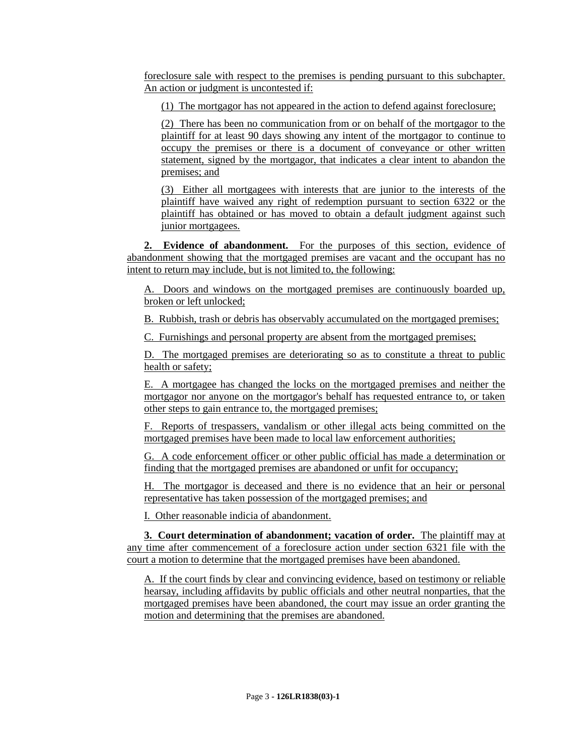foreclosure sale with respect to the premises is pending pursuant to this subchapter. An action or judgment is uncontested if:

(1) The mortgagor has not appeared in the action to defend against foreclosure;

(2) There has been no communication from or on behalf of the mortgagor to the plaintiff for at least 90 days showing any intent of the mortgagor to continue to occupy the premises or there is a document of conveyance or other written statement, signed by the mortgagor, that indicates a clear intent to abandon the premises; and

(3) Either all mortgagees with interests that are junior to the interests of the plaintiff have waived any right of redemption pursuant to section 6322 or the plaintiff has obtained or has moved to obtain a default judgment against such junior mortgagees.

**2. Evidence of abandonment.** For the purposes of this section, evidence of abandonment showing that the mortgaged premises are vacant and the occupant has no intent to return may include, but is not limited to, the following:

A. Doors and windows on the mortgaged premises are continuously boarded up, broken or left unlocked;

B. Rubbish, trash or debris has observably accumulated on the mortgaged premises;

C. Furnishings and personal property are absent from the mortgaged premises;

D. The mortgaged premises are deteriorating so as to constitute a threat to public health or safety;

E. A mortgagee has changed the locks on the mortgaged premises and neither the mortgagor nor anyone on the mortgagor's behalf has requested entrance to, or taken other steps to gain entrance to, the mortgaged premises;

F. Reports of trespassers, vandalism or other illegal acts being committed on the mortgaged premises have been made to local law enforcement authorities;

G. A code enforcement officer or other public official has made a determination or finding that the mortgaged premises are abandoned or unfit for occupancy;

H. The mortgagor is deceased and there is no evidence that an heir or personal representative has taken possession of the mortgaged premises; and

I. Other reasonable indicia of abandonment.

**3. Court determination of abandonment; vacation of order.** The plaintiff may at any time after commencement of a foreclosure action under section 6321 file with the court a motion to determine that the mortgaged premises have been abandoned.

A. If the court finds by clear and convincing evidence, based on testimony or reliable hearsay, including affidavits by public officials and other neutral nonparties, that the mortgaged premises have been abandoned, the court may issue an order granting the motion and determining that the premises are abandoned.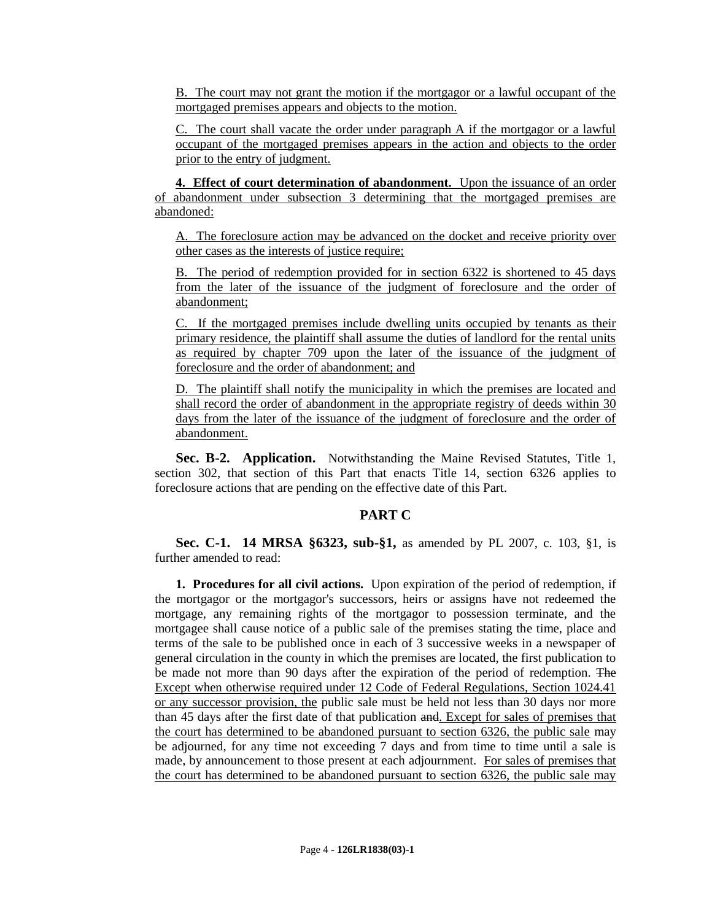B. The court may not grant the motion if the mortgagor or a lawful occupant of the mortgaged premises appears and objects to the motion.

C. The court shall vacate the order under paragraph A if the mortgagor or a lawful occupant of the mortgaged premises appears in the action and objects to the order prior to the entry of judgment.

**4. Effect of court determination of abandonment.** Upon the issuance of an order of abandonment under subsection 3 determining that the mortgaged premises are abandoned:

A. The foreclosure action may be advanced on the docket and receive priority over other cases as the interests of justice require;

B. The period of redemption provided for in section 6322 is shortened to 45 days from the later of the issuance of the judgment of foreclosure and the order of abandonment;

C. If the mortgaged premises include dwelling units occupied by tenants as their primary residence, the plaintiff shall assume the duties of landlord for the rental units as required by chapter 709 upon the later of the issuance of the judgment of foreclosure and the order of abandonment; and

D. The plaintiff shall notify the municipality in which the premises are located and shall record the order of abandonment in the appropriate registry of deeds within 30 days from the later of the issuance of the judgment of foreclosure and the order of abandonment.

**Sec. B-2. Application.** Notwithstanding the Maine Revised Statutes, Title 1, section 302, that section of this Part that enacts Title 14, section 6326 applies to foreclosure actions that are pending on the effective date of this Part.

## PART C

**Sec. C-1. 14 MRSA §6323, sub-§1,** as amended by PL 2007, c. 103, §1, is further amended to read:

**1. Procedures for all civil actions.** Upon expiration of the period of redemption, if the mortgagor or the mortgagor's successors, heirs or assigns have not redeemed the mortgage, any remaining rights of the mortgagor to possession terminate, and the mortgagee shall cause notice of a public sale of the premises stating the time, place and terms of the sale to be published once in each of 3 successive weeks in a newspaper of general circulation in the county in which the premises are located, the first publication to be made not more than 90 days after the expiration of the period of redemption. ~~The~~ Except when otherwise required under 12 Code of Federal Regulations, Section 1024.41 or any successor provision, the public sale must be held not less than 30 days nor more than 45 days after the first date of that publication ~~and~~. Except for sales of premises that the court has determined to be abandoned pursuant to section 6326, the public sale may be adjourned, for any time not exceeding 7 days and from time to time until a sale is made, by announcement to those present at each adjournment. For sales of premises that the court has determined to be abandoned pursuant to section 6326, the public sale may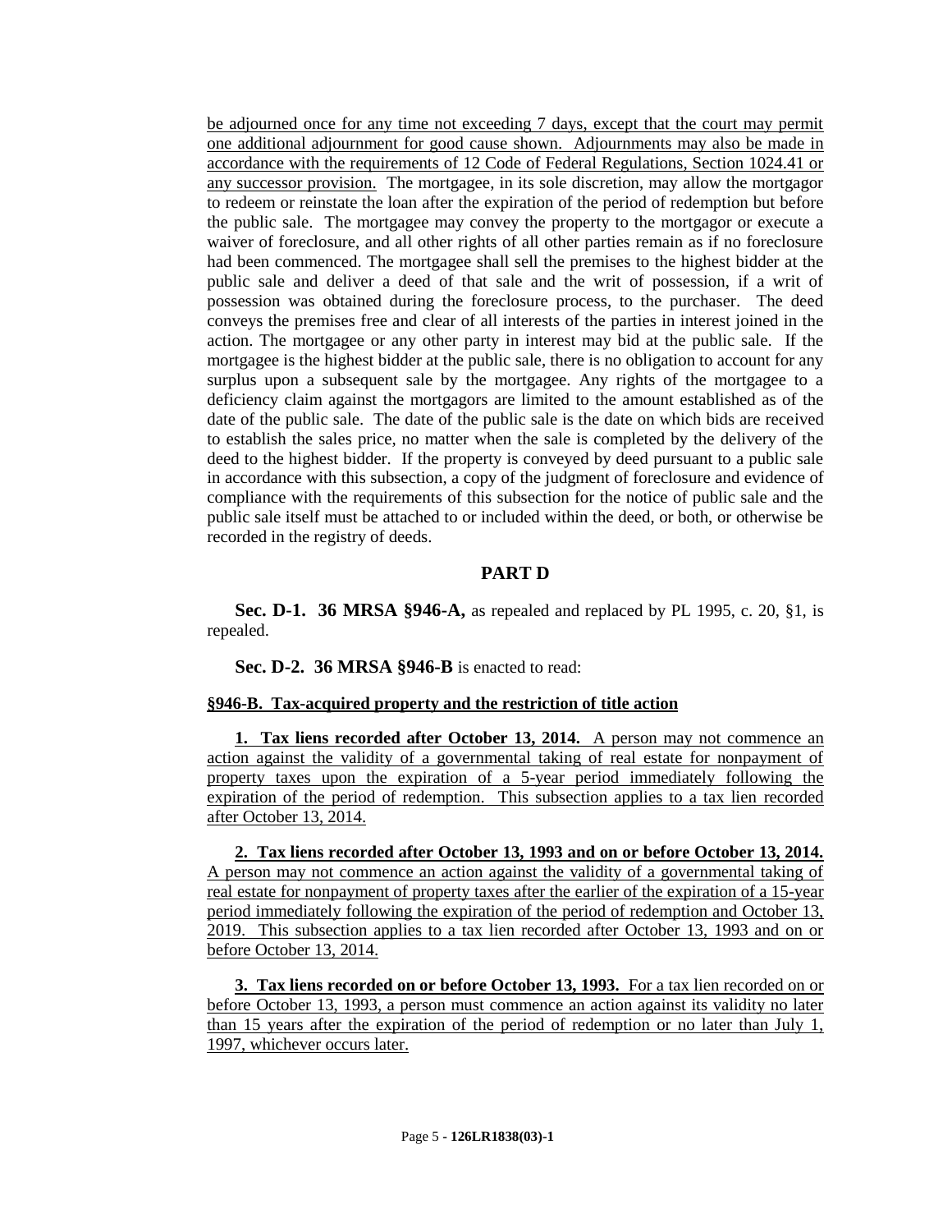be adjourned once for any time not exceeding 7 days, except that the court may permit one additional adjournment for good cause shown. Adjournments may also be made in accordance with the requirements of 12 Code of Federal Regulations, Section 1024.41 or any successor provision. The mortgagee, in its sole discretion, may allow the mortgagor to redeem or reinstate the loan after the expiration of the period of redemption but before the public sale. The mortgagee may convey the property to the mortgagor or execute a waiver of foreclosure, and all other rights of all other parties remain as if no foreclosure had been commenced. The mortgagee shall sell the premises to the highest bidder at the public sale and deliver a deed of that sale and the writ of possession, if a writ of possession was obtained during the foreclosure process, to the purchaser. The deed conveys the premises free and clear of all interests of the parties in interest joined in the action. The mortgagee or any other party in interest may bid at the public sale. If the mortgagee is the highest bidder at the public sale, there is no obligation to account for any surplus upon a subsequent sale by the mortgagee. Any rights of the mortgagee to a deficiency claim against the mortgagors are limited to the amount established as of the date of the public sale. The date of the public sale is the date on which bids are received to establish the sales price, no matter when the sale is completed by the delivery of the deed to the highest bidder. If the property is conveyed by deed pursuant to a public sale in accordance with this subsection, a copy of the judgment of foreclosure and evidence of compliance with the requirements of this subsection for the notice of public sale and the public sale itself must be attached to or included within the deed, or both, or otherwise be recorded in the registry of deeds.

## PART D

**Sec. D-1. 36 MRSA §946-A,** as repealed and replaced by PL 1995, c. 20, §1, is repealed.

**Sec. D-2. 36 MRSA §946-B** is enacted to read:

**§946-B. Tax-acquired property and the restriction of title action**

**1. Tax liens recorded after October 13, 2014.** A person may not commence an action against the validity of a governmental taking of real estate for nonpayment of property taxes upon the expiration of a 5-year period immediately following the expiration of the period of redemption. This subsection applies to a tax lien recorded after October 13, 2014.

**2. Tax liens recorded after October 13, 1993 and on or before October 13, 2014.** A person may not commence an action against the validity of a governmental taking of real estate for nonpayment of property taxes after the earlier of the expiration of a 15-year period immediately following the expiration of the period of redemption and October 13, 2019. This subsection applies to a tax lien recorded after October 13, 1993 and on or before October 13, 2014.

**3. Tax liens recorded on or before October 13, 1993.** For a tax lien recorded on or before October 13, 1993, a person must commence an action against its validity no later than 15 years after the expiration of the period of redemption or no later than July 1, 1997, whichever occurs later.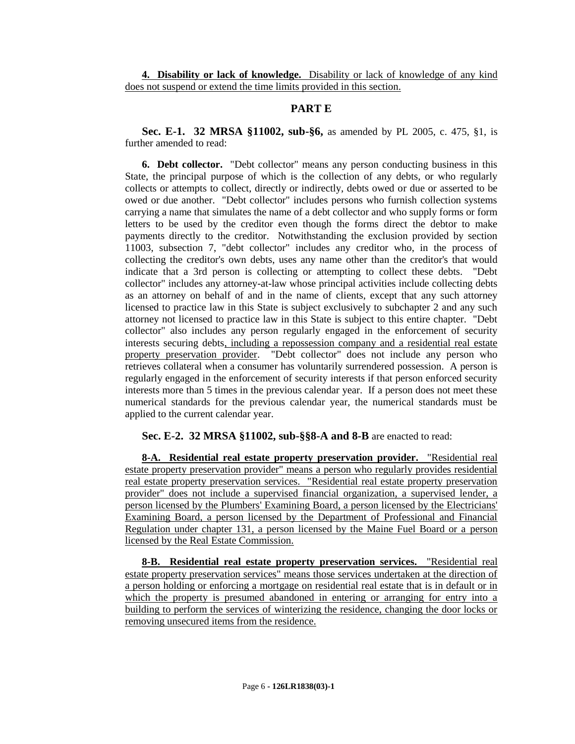**4. Disability or lack of knowledge.** Disability or lack of knowledge of any kind does not suspend or extend the time limits provided in this section.

## PART E

**Sec. E-1. 32 MRSA §11002, sub-§6,** as amended by PL 2005, c. 475, §1, is further amended to read:

**6. Debt collector.** "Debt collector" means any person conducting business in this State, the principal purpose of which is the collection of any debts, or who regularly collects or attempts to collect, directly or indirectly, debts owed or due or asserted to be owed or due another. "Debt collector" includes persons who furnish collection systems carrying a name that simulates the name of a debt collector and who supply forms or form letters to be used by the creditor even though the forms direct the debtor to make payments directly to the creditor. Notwithstanding the exclusion provided by section 11003, subsection 7, "debt collector" includes any creditor who, in the process of collecting the creditor's own debts, uses any name other than the creditor's that would indicate that a 3rd person is collecting or attempting to collect these debts. "Debt collector" includes any attorney-at-law whose principal activities include collecting debts as an attorney on behalf of and in the name of clients, except that any such attorney licensed to practice law in this State is subject exclusively to subchapter 2 and any such attorney not licensed to practice law in this State is subject to this entire chapter. "Debt collector" also includes any person regularly engaged in the enforcement of security interests securing debts, including a repossession company and a residential real estate property preservation provider. "Debt collector" does not include any person who retrieves collateral when a consumer has voluntarily surrendered possession. A person is regularly engaged in the enforcement of security interests if that person enforced security interests more than 5 times in the previous calendar year. If a person does not meet these numerical standards for the previous calendar year, the numerical standards must be applied to the current calendar year.

**Sec. E-2. 32 MRSA §11002, sub-§§8-A and 8-B** are enacted to read:

**8-A. Residential real estate property preservation provider.** "Residential real estate property preservation provider" means a person who regularly provides residential real estate property preservation services. "Residential real estate property preservation provider" does not include a supervised financial organization, a supervised lender, a person licensed by the Plumbers' Examining Board, a person licensed by the Electricians' Examining Board, a person licensed by the Department of Professional and Financial Regulation under chapter 131, a person licensed by the Maine Fuel Board or a person licensed by the Real Estate Commission.

**8-B. Residential real estate property preservation services.** "Residential real estate property preservation services" means those services undertaken at the direction of a person holding or enforcing a mortgage on residential real estate that is in default or in which the property is presumed abandoned in entering or arranging for entry into a building to perform the services of winterizing the residence, changing the door locks or removing unsecured items from the residence.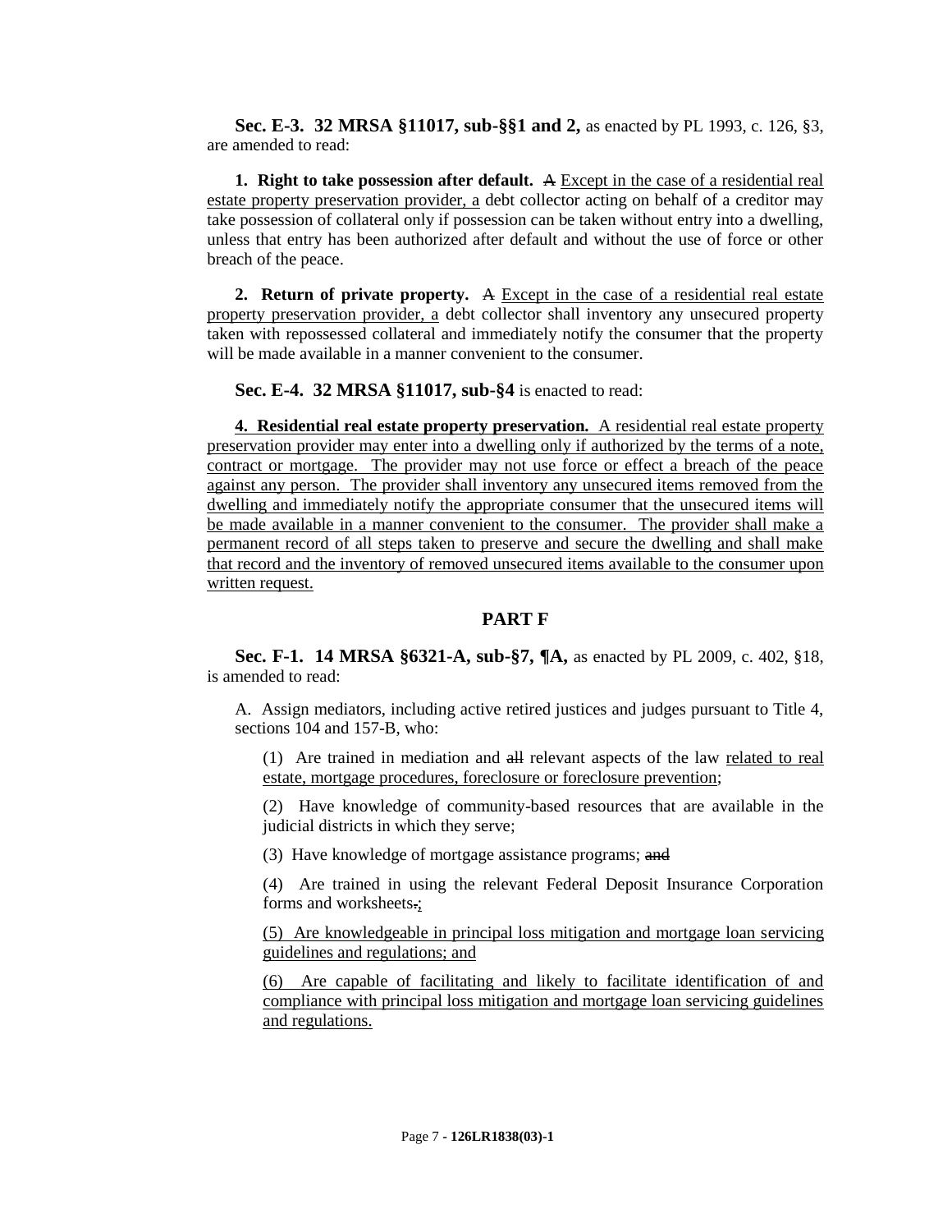**Sec. E-3. 32 MRSA §11017, sub-§§1 and 2,** as enacted by PL 1993, c. 126, §3, are amended to read:

**1. Right to take possession after default.** ~~A~~ Except in the case of a residential real estate property preservation provider, a debt collector acting on behalf of a creditor may take possession of collateral only if possession can be taken without entry into a dwelling, unless that entry has been authorized after default and without the use of force or other breach of the peace.

**2. Return of private property.** ~~A~~ Except in the case of a residential real estate property preservation provider, a debt collector shall inventory any unsecured property taken with repossessed collateral and immediately notify the consumer that the property will be made available in a manner convenient to the consumer.

**Sec. E-4. 32 MRSA §11017, sub-§4** is enacted to read:

**4. Residential real estate property preservation.** A residential real estate property preservation provider may enter into a dwelling only if authorized by the terms of a note, contract or mortgage. The provider may not use force or effect a breach of the peace against any person. The provider shall inventory any unsecured items removed from the dwelling and immediately notify the appropriate consumer that the unsecured items will be made available in a manner convenient to the consumer. The provider shall make a permanent record of all steps taken to preserve and secure the dwelling and shall make that record and the inventory of removed unsecured items available to the consumer upon written request.

## PART F

**Sec. F-1. 14 MRSA §6321-A, sub-§7, ¶A,** as enacted by PL 2009, c. 402, §18, is amended to read:

A. Assign mediators, including active retired justices and judges pursuant to Title 4, sections 104 and 157-B, who:

(1) Are trained in mediation and ~~all~~ relevant aspects of the law related to real estate, mortgage procedures, foreclosure or foreclosure prevention;

(2) Have knowledge of community-based resources that are available in the judicial districts in which they serve;

(3) Have knowledge of mortgage assistance programs; ~~and~~

(4) Are trained in using the relevant Federal Deposit Insurance Corporation forms and worksheets~~.~~;

(5) Are knowledgeable in principal loss mitigation and mortgage loan servicing guidelines and regulations; and

(6) Are capable of facilitating and likely to facilitate identification of and compliance with principal loss mitigation and mortgage loan servicing guidelines and regulations.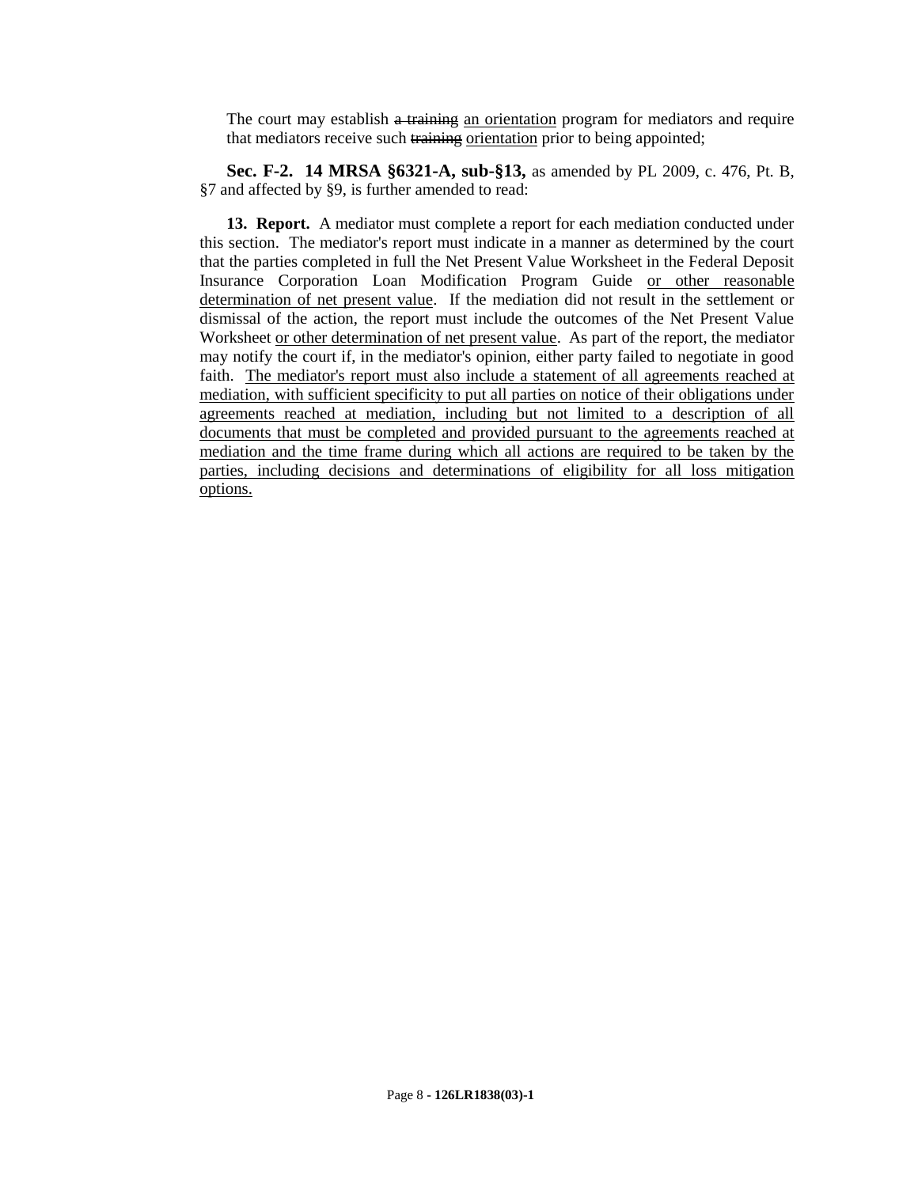The court may establish ~~a training~~ <u>an orientation</u> program for mediators and require that mediators receive such ~~training~~ <u>orientation</u> prior to being appointed;

**Sec. F-2. 14 MRSA §6321-A, sub-§13,** as amended by PL 2009, c. 476, Pt. B, §7 and affected by §9, is further amended to read:

**13. Report.** A mediator must complete a report for each mediation conducted under this section. The mediator's report must indicate in a manner as determined by the court that the parties completed in full the Net Present Value Worksheet in the Federal Deposit Insurance Corporation Loan Modification Program Guide <u>or other reasonable determination of net present value</u>. If the mediation did not result in the settlement or dismissal of the action, the report must include the outcomes of the Net Present Value Worksheet <u>or other determination of net present value</u>. As part of the report, the mediator may notify the court if, in the mediator's opinion, either party failed to negotiate in good faith. <u>The mediator's report must also include a statement of all agreements reached at mediation, with sufficient specificity to put all parties on notice of their obligations under agreements reached at mediation, including but not limited to a description of all documents that must be completed and provided pursuant to the agreements reached at mediation and the time frame during which all actions are required to be taken by the parties, including decisions and determinations of eligibility for all loss mitigation options.</u>